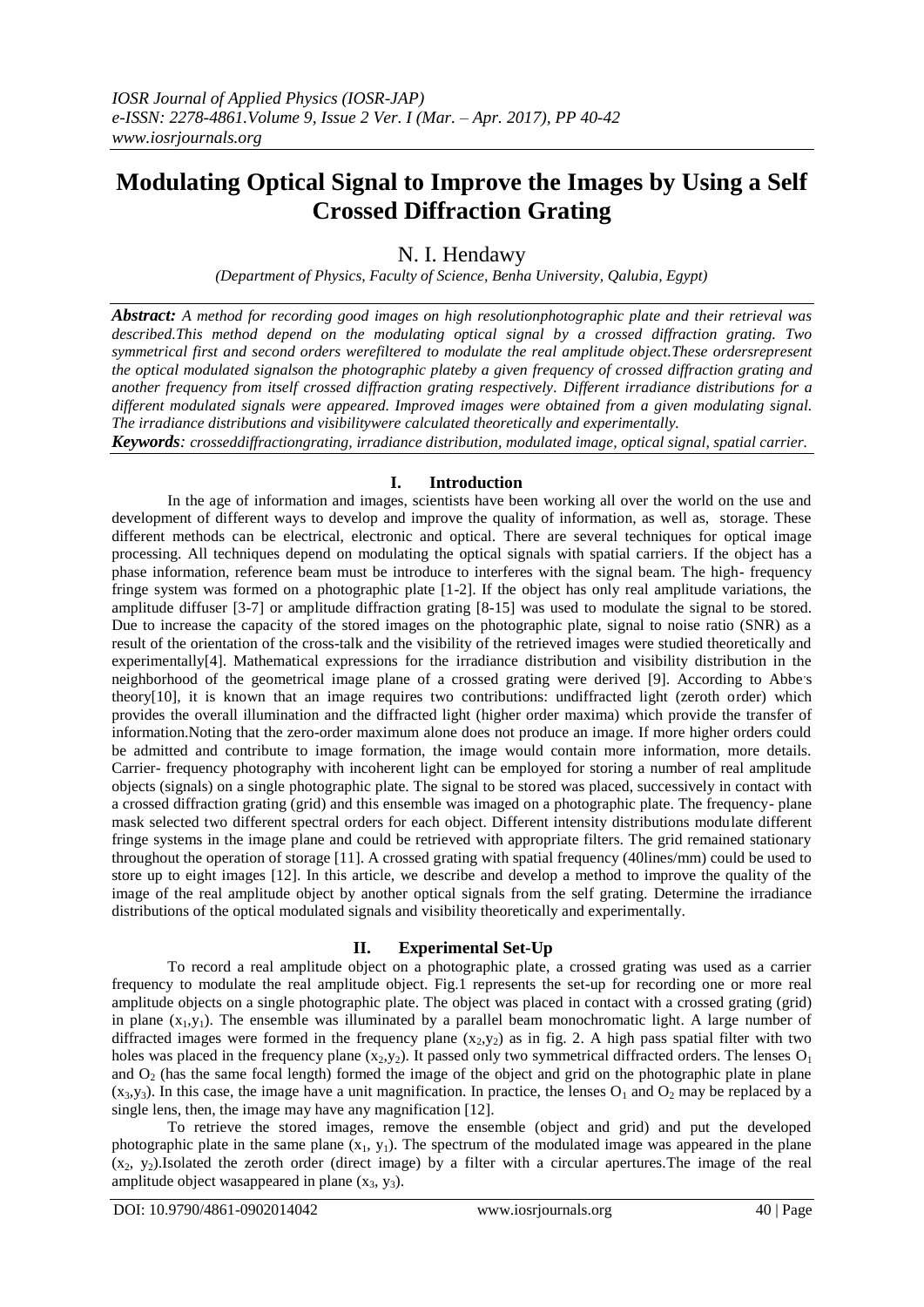# Modulating Optical Signal to Improve the Images by Using a Self Crossed Diffraction Grating

N. I. Hendawy

*(Department of Physics, Faculty of Science, Benha University, Qalubia, Egypt)*

***Abstract:*** *A method for recording good images on high resolutionphotographic plate and their retrieval was described.This method depend on the modulating optical signal by a crossed diffraction grating. Two symmetrical first and second orders werefiltered to modulate the real amplitude object.These ordersrepresent the optical modulated signalson the photographic plateby a given frequency of crossed diffraction grating and another frequency from itself crossed diffraction grating respectively. Different irradiance distributions for a different modulated signals were appeared. Improved images were obtained from a given modulating signal. The irradiance distributions and visibilitywere calculated theoretically and experimentally.*

***Keywords****: crosseddiffractiongrating, irradiance distribution, modulated image, optical signal, spatial carrier.*

## I. Introduction

In the age of information and images, scientists have been working all over the world on the use and development of different ways to develop and improve the quality of information, as well as, storage. These different methods can be electrical, electronic and optical. There are several techniques for optical image processing. All techniques depend on modulating the optical signals with spatial carriers. If the object has a phase information, reference beam must be introduce to interferes with the signal beam. The high- frequency fringe system was formed on a photographic plate [1-2]. If the object has only real amplitude variations, the amplitude diffuser [3-7] or amplitude diffraction grating [8-15] was used to modulate the signal to be stored. Due to increase the capacity of the stored images on the photographic plate, signal to noise ratio (SNR) as a result of the orientation of the cross-talk and the visibility of the retrieved images were studied theoretically and experimentally[4]. Mathematical expressions for the irradiance distribution and visibility distribution in the neighborhood of the geometrical image plane of a crossed grating were derived [9]. According to Abbe's theory[10], it is known that an image requires two contributions: undiffracted light (zeroth order) which provides the overall illumination and the diffracted light (higher order maxima) which provide the transfer of information.Noting that the zero-order maximum alone does not produce an image. If more higher orders could be admitted and contribute to image formation, the image would contain more information, more details. Carrier- frequency photography with incoherent light can be employed for storing a number of real amplitude objects (signals) on a single photographic plate. The signal to be stored was placed, successively in contact with a crossed diffraction grating (grid) and this ensemble was imaged on a photographic plate. The frequency- plane mask selected two different spectral orders for each object. Different intensity distributions modulate different fringe systems in the image plane and could be retrieved with appropriate filters. The grid remained stationary throughout the operation of storage [11]. A crossed grating with spatial frequency (40lines/mm) could be used to store up to eight images [12]. In this article, we describe and develop a method to improve the quality of the image of the real amplitude object by another optical signals from the self grating. Determine the irradiance distributions of the optical modulated signals and visibility theoretically and experimentally.

## II. Experimental Set-Up

To record a real amplitude object on a photographic plate, a crossed grating was used as a carrier frequency to modulate the real amplitude object. Fig.1 represents the set-up for recording one or more real amplitude objects on a single photographic plate. The object was placed in contact with a crossed grating (grid) in plane $(x_1,y_1)$. The ensemble was illuminated by a parallel beam monochromatic light. A large number of diffracted images were formed in the frequency plane $(x_2,y_2)$ as in fig. 2. A high pass spatial filter with two holes was placed in the frequency plane $(x_2,y_2)$. It passed only two symmetrical diffracted orders. The lenses $O_1$ and $O_2$ (has the same focal length) formed the image of the object and grid on the photographic plate in plane $(x_3,y_3)$. In this case, the image have a unit magnification. In practice, the lenses $O_1$ and $O_2$ may be replaced by a single lens, then, the image may have any magnification [12].

To retrieve the stored images, remove the ensemble (object and grid) and put the developed photographic plate in the same plane $(x_1, y_1)$. The spectrum of the modulated image was appeared in the plane $(x_2, y_2)$.Isolated the zeroth order (direct image) by a filter with a circular apertures.The image of the real amplitude object wasappeared in plane $(x_3, y_3)$.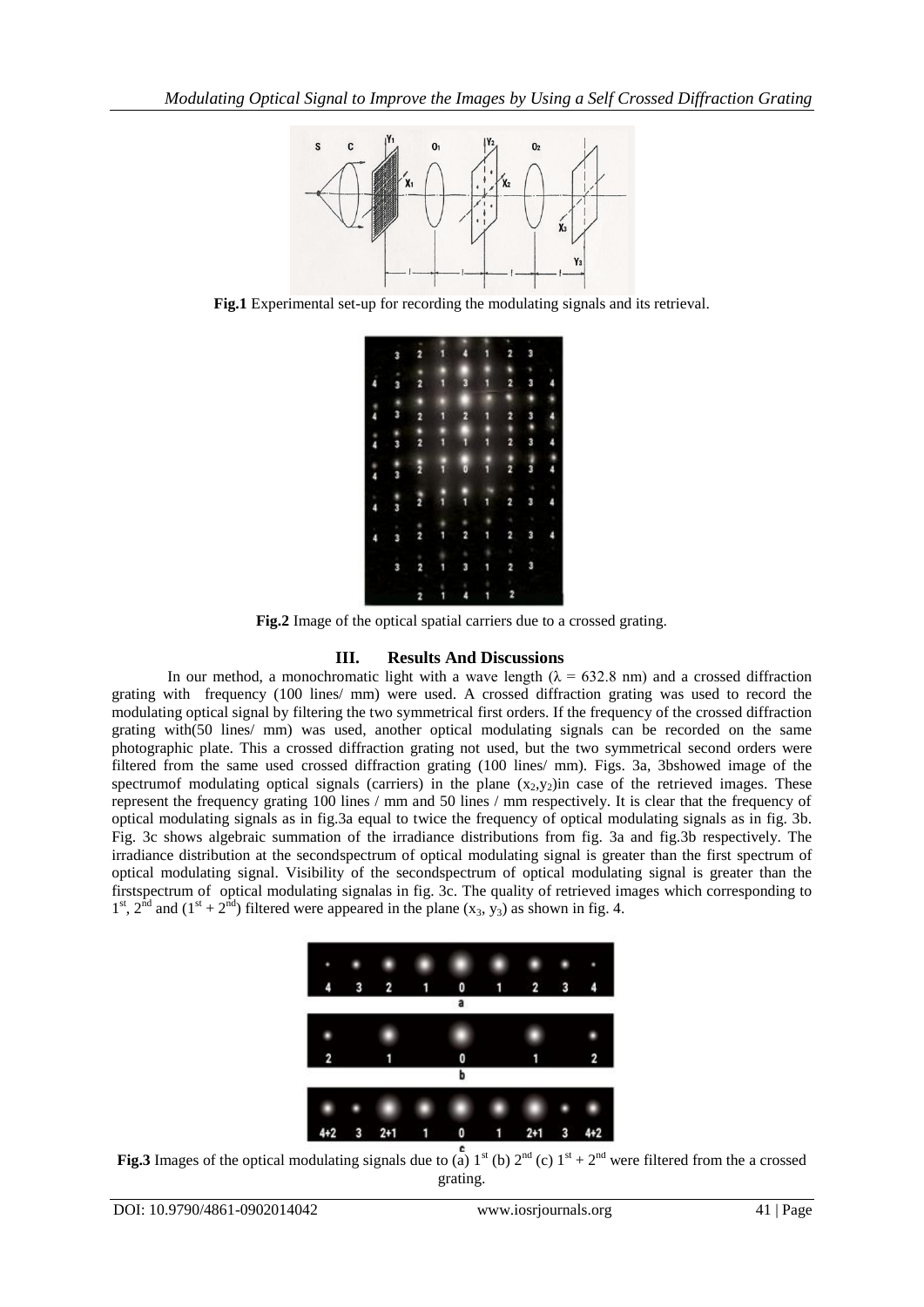**Fig.1** Experimental set-up for recording the modulating signals and its retrieval.

**Fig.2** Image of the optical spatial carriers due to a crossed grating.

## III. Results And Discussions

In our method, a monochromatic light with a wave length ($\lambda$ = 632.8 nm) and a crossed diffraction grating with frequency (100 lines/ mm) were used. A crossed diffraction grating was used to record the modulating optical signal by filtering the two symmetrical first orders. If the frequency of the crossed diffraction grating with(50 lines/ mm) was used, another optical modulating signals can be recorded on the same photographic plate. This a crossed diffraction grating not used, but the two symmetrical second orders were filtered from the same used crossed diffraction grating (100 lines/ mm). Figs. 3a, 3bshowed image of the spectrumof modulating optical signals (carriers) in the plane ($x_2$,$y_2$)in case of the retrieved images. These represent the frequency grating 100 lines / mm and 50 lines / mm respectively. It is clear that the frequency of optical modulating signals as in fig.3a equal to twice the frequency of optical modulating signals as in fig. 3b. Fig. 3c shows algebraic summation of the irradiance distributions from fig. 3a and fig.3b respectively. The irradiance distribution at the secondspectrum of optical modulating signal is greater than the first spectrum of optical modulating signal. Visibility of the secondspectrum of optical modulating signal is greater than the firstspectrum of optical modulating signalas in fig. 3c. The quality of retrieved images which corresponding to $1^{st}$, $2^{nd}$ and ($1^{st}$ + $2^{nd}$) filtered were appeared in the plane ($x_3$, $y_3$) as shown in fig. 4.

**Fig.3** Images of the optical modulating signals due to (a) $1^{st}$ (b) $2^{nd}$ (c) $1^{st}$ + $2^{nd}$ were filtered from the a crossed grating.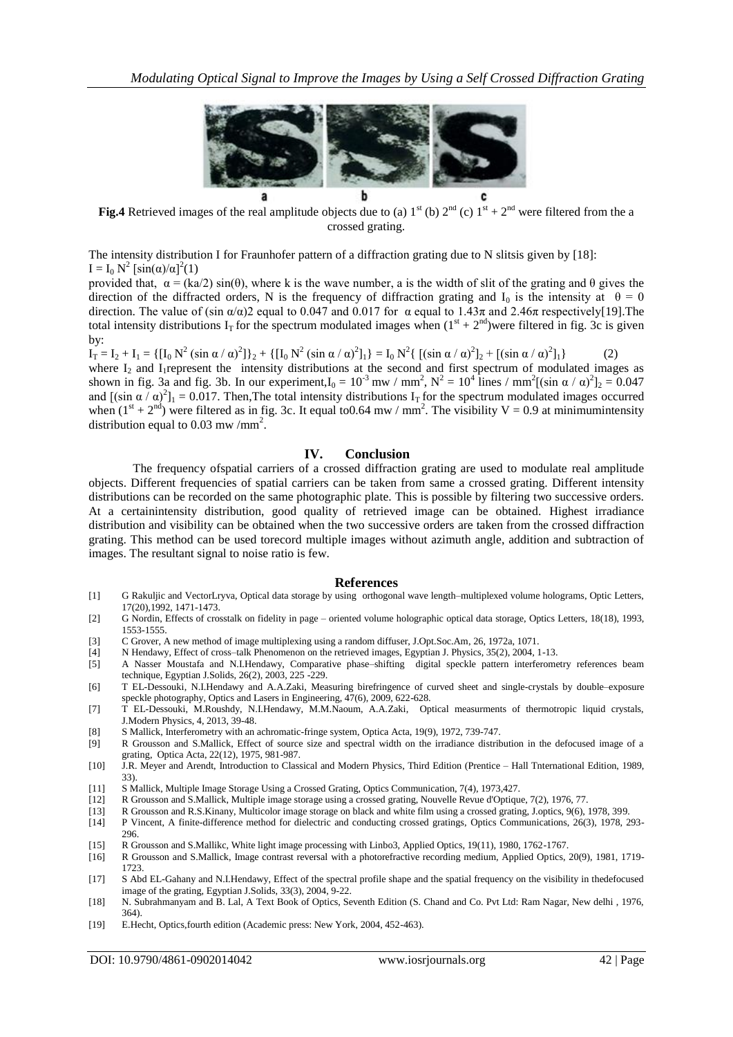a b c

**Fig.4** Retrieved images of the real amplitude objects due to (a) $1^{st}$ (b) $2^{nd}$ (c) $1^{st} + 2^{nd}$ were filtered from the a crossed grating.

The intensity distribution I for Fraunhofer pattern of a diffraction grating due to N slitsis given by [18]:
$I = I_0 N^2 [\sin(\alpha)/\alpha]^2$(1)

provided that, $\alpha = (ka/2)\sin(\theta)$, where k is the wave number, a is the width of slit of the grating and θ gives the direction of the diffracted orders, N is the frequency of diffraction grating and $I_0$ is the intensity at $\theta = 0$ direction. The value of $(\sin \alpha/\alpha)2$ equal to 0.047 and 0.017 for α equal to 1.43π and 2.46π respectively[19].The total intensity distributions $I_T$ for the spectrum modulated images when $(1^{st} + 2^{nd})$were filtered in fig. 3c is given by:

$$I_T = I_2 + I_1 = \{[I_0 N^2 (\sin \alpha / \alpha)^2]\}_2 + \{[I_0 N^2 (\sin \alpha / \alpha)^2]_1\} = I_0 N^2\{ [(\sin \alpha / \alpha)^2]_2 + [(\sin \alpha / \alpha)^2]_1\} \quad (2)$$

where $I_2$ and $I_1$represent the intensity distributions at the second and first spectrum of modulated images as shown in fig. 3a and fig. 3b. In our experiment,$I_0 = 10^{-3}$ mw / mm$^2$, $N^2 = 10^4$ lines / mm$^2$$[(\sin \alpha / \alpha)^2]_2 = 0.047$ and $[(\sin \alpha / \alpha)^2]_1 = 0.017$. Then,The total intensity distributions $I_T$ for the spectrum modulated images occurred when $(1^{st} + 2^{nd})$ were filtered as in fig. 3c. It equal to0.64 mw / mm$^2$. The visibility V = 0.9 at minimumintensity distribution equal to 0.03 mw /mm$^2$.

## IV. Conclusion

The frequency ofspatial carriers of a crossed diffraction grating are used to modulate real amplitude objects. Different frequencies of spatial carriers can be taken from same a crossed grating. Different intensity distributions can be recorded on the same photographic plate. This is possible by filtering two successive orders. At a certainintensity distribution, good quality of retrieved image can be obtained. Highest irradiance distribution and visibility can be obtained when the two successive orders are taken from the crossed diffraction grating. This method can be used torecord multiple images without azimuth angle, addition and subtraction of images. The resultant signal to noise ratio is few.

## References

[1] G Rakuljic and VectorLryva, Optical data storage by using orthogonal wave length–multiplexed volume holograms, Optic Letters, 17(20),1992, 1471-1473.

[2] G Nordin, Effects of crosstalk on fidelity in page – oriented volume holographic optical data storage, Optics Letters, 18(18), 1993, 1553-1555.

[3] C Grover, A new method of image multiplexing using a random diffuser, J.Opt.Soc.Am, 26, 1972a, 1071.

[4] N Hendawy, Effect of cross–talk Phenomenon on the retrieved images, Egyptian J. Physics, 35(2), 2004, 1-13.

[5] A Nasser Moustafa and N.I.Hendawy, Comparative phase–shifting digital speckle pattern interferometry references beam technique, Egyptian J.Solids, 26(2), 2003, 225 -229.

[6] T EL-Dessouki, N.I.Hendawy and A.A.Zaki, Measuring birefringence of curved sheet and single-crystals by double–exposure speckle photography, Optics and Lasers in Engineering, 47(6), 2009, 622-628.

[7] T EL-Dessouki, M.Roushdy, N.I.Hendawy, M.M.Naoum, A.A.Zaki, Optical measurments of thermotropic liquid crystals, J.Modern Physics, 4, 2013, 39-48.

[8] S Mallick, Interferometry with an achromatic-fringe system, Optica Acta, 19(9), 1972, 739-747.

[9] R Grousson and S.Mallick, Effect of source size and spectral width on the irradiance distribution in the defocused image of a grating, Optica Acta, 22(12), 1975, 981-987.

[10] J.R. Meyer and Arendt, Introduction to Classical and Modern Physics, Third Edition (Prentice – Hall Tnternational Edition, 1989, 33).

[11] S Mallick, Multiple Image Storage Using a Crossed Grating, Optics Communication, 7(4), 1973,427.

[12] R Grousson and S.Mallick, Multiple image storage using a crossed grating, Nouvelle Revue d'Optique, 7(2), 1976, 77.

[13] R Grousson and R.S.Kinany, Multicolor image storage on black and white film using a crossed grating, J.optics, 9(6), 1978, 399.

[14] P Vincent, A finite-difference method for dielectric and conducting crossed gratings, Optics Communications, 26(3), 1978, 293-296.

[15] R Grousson and S.Mallikc, White light image processing with Linbo3, Applied Optics, 19(11), 1980, 1762-1767.

[16] R Grousson and S.Mallick, Image contrast reversal with a photorefractive recording medium, Applied Optics, 20(9), 1981, 1719-1723.

[17] S Abd EL-Gahany and N.I.Hendawy, Effect of the spectral profile shape and the spatial frequency on the visibility in thedefocused image of the grating, Egyptian J.Solids, 33(3), 2004, 9-22.

[18] N. Subrahmanyam and B. Lal, A Text Book of Optics, Seventh Edition (S. Chand and Co. Pvt Ltd: Ram Nagar, New delhi , 1976, 364).

[19] E.Hecht, Optics,fourth edition (Academic press: New York, 2004, 452-463).